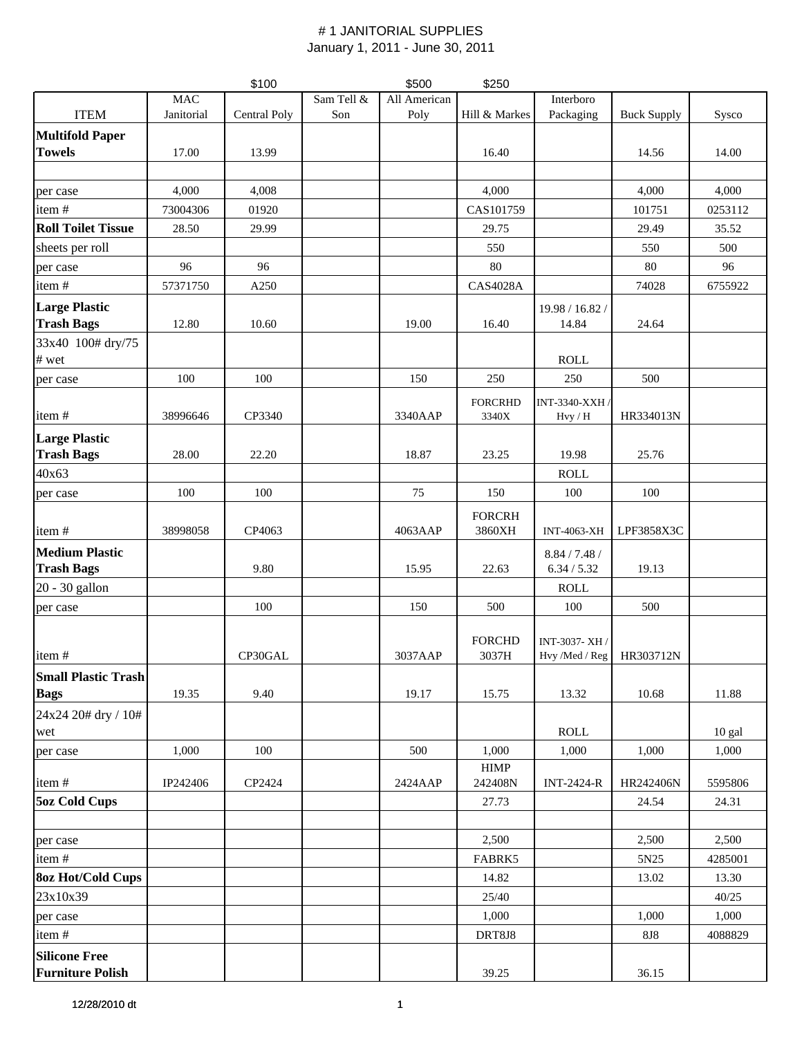# # 1 JANITORIAL SUPPLIES

January 1, 2011 - June 30, 2011

| | $100 | | $500 | $250 | | | |
|---|---|---|---|---|---|---|---|
| ITEM | MAC Janitorial | Central Poly | Sam Tell & Son | All American Poly | Hill & Markes | Interboro Packaging | Buck Supply | Sysco |
| **Multifold Paper Towels** | 17.00 | 13.99 | | | 16.40 | | 14.56 | 14.00 |
| | | | | | | | | |
| per case | 4,000 | 4,008 | | | 4,000 | | 4,000 | 4,000 |
| item # | 73004306 | 01920 | | | CAS101759 | | 101751 | 0253112 |
| **Roll Toilet Tissue** | 28.50 | 29.99 | | | 29.75 | | 29.49 | 35.52 |
| sheets per roll | | | | | 550 | | 550 | 500 |
| per case | 96 | 96 | | | 80 | | 80 | 96 |
| item # | 57371750 | A250 | | | CAS4028A | | 74028 | 6755922 |
| **Large Plastic Trash Bags** | 12.80 | 10.60 | | 19.00 | 16.40 | 19.98 / 16.82 / 14.84 | 24.64 | |
| 33x40 100# dry/75 # wet | | | | | | ROLL | | |
| per case | 100 | 100 | | 150 | 250 | 250 | 500 | |
| item # | 38996646 | CP3340 | | 3340AAP | FORCRHD 3340X | INT-3340-XXH / Hvy / H | HR334013N | |
| **Large Plastic Trash Bags** | 28.00 | 22.20 | | 18.87 | 23.25 | 19.98 | 25.76 | |
| 40x63 | | | | | | ROLL | | |
| per case | 100 | 100 | | 75 | 150 | 100 | 100 | |
| item # | 38998058 | CP4063 | | 4063AAP | FORCRH 3860XH | INT-4063-XH | LPF3858X3C | |
| **Medium Plastic Trash Bags** | | 9.80 | | 15.95 | 22.63 | 8.84 / 7.48 / 6.34 / 5.32 | 19.13 | |
| 20 - 30 gallon | | | | | | ROLL | | |
| per case | | 100 | | 150 | 500 | 100 | 500 | |
| item # | | CP30GAL | | 3037AAP | FORCHD 3037H | INT-3037- XH / Hvy /Med / Reg | HR303712N | |
| **Small Plastic Trash Bags** | 19.35 | 9.40 | | 19.17 | 15.75 | 13.32 | 10.68 | 11.88 |
| 24x24 20# dry / 10# wet | | | | | | ROLL | | 10 gal |
| per case | 1,000 | 100 | | 500 | 1,000 | 1,000 | 1,000 | 1,000 |
| item # | IP242406 | CP2424 | | 2424AAP | HIMP 242408N | INT-2424-R | HR242406N | 5595806 |
| **5oz Cold Cups** | | | | | 27.73 | | 24.54 | 24.31 |
| | | | | | | | | |
| per case | | | | | 2,500 | | 2,500 | 2,500 |
| item # | | | | | FABRK5 | | 5N25 | 4285001 |
| **8oz Hot/Cold Cups** | | | | | 14.82 | | 13.02 | 13.30 |
| 23x10x39 | | | | | 25/40 | | | 40/25 |
| per case | | | | | 1,000 | | 1,000 | 1,000 |
| item # | | | | | DRT8J8 | | 8J8 | 4088829 |
| **Silicone Free Furniture Polish** | | | | | 39.25 | | 36.15 | |

12/28/2010 dt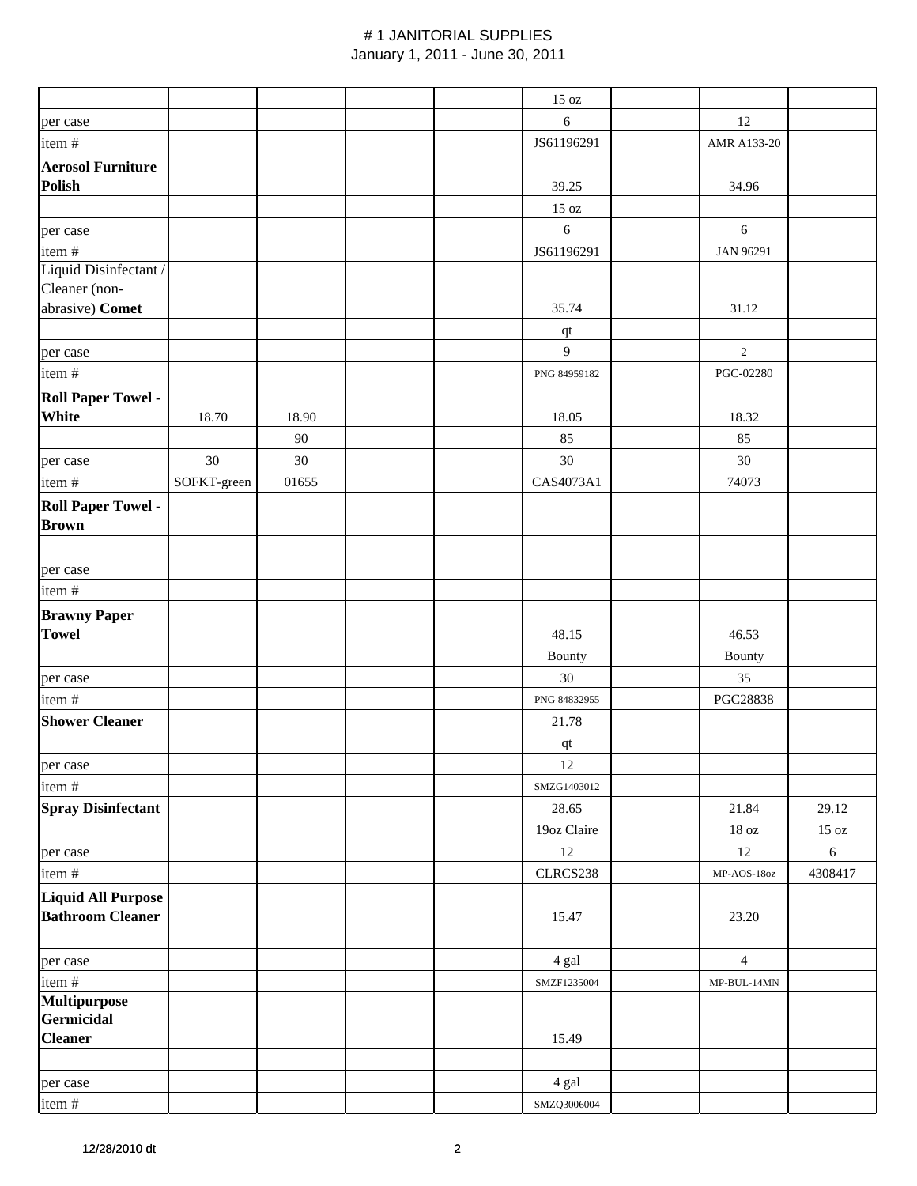# # 1 JANITORIAL SUPPLIES
January 1, 2011 - June 30, 2011

| | | | | | | | | |
|---|---|---|---|---|---|---|---|---|
| | | | | | 15 oz | | | |
| per case | | | | | 6 | | 12 | |
| item # | | | | | JS61196291 | | AMR A133-20 | |
| **Aerosol Furniture Polish** | | | | | 39.25 | | 34.96 | |
| | | | | | 15 oz | | | |
| per case | | | | | 6 | | 6 | |
| item # | | | | | JS61196291 | | JAN 96291 | |
| Liquid Disinfectant / Cleaner (non-abrasive) **Comet** | | | | | 35.74 | | 31.12 | |
| | | | | | qt | | | |
| per case | | | | | 9 | | 2 | |
| item # | | | | | PNG 84959182 | | PGC-02280 | |
| **Roll Paper Towel - White** | 18.70 | 18.90 | | | 18.05 | | 18.32 | |
| | | 90 | | | 85 | | 85 | |
| per case | 30 | 30 | | | 30 | | 30 | |
| item # | SOFKT-green | 01655 | | | CAS4073A1 | | 74073 | |
| **Roll Paper Towel - Brown** | | | | | | | | |
| | | | | | | | | |
| per case | | | | | | | | |
| item # | | | | | | | | |
| **Brawny Paper Towel** | | | | | 48.15 | | 46.53 | |
| | | | | | Bounty | | Bounty | |
| per case | | | | | 30 | | 35 | |
| item # | | | | | PNG 84832955 | | PGC28838 | |
| **Shower Cleaner** | | | | | 21.78 | | | |
| | | | | | qt | | | |
| per case | | | | | 12 | | | |
| item # | | | | | SMZG1403012 | | | |
| **Spray Disinfectant** | | | | | 28.65 | | 21.84 | 29.12 |
| | | | | | 19oz Claire | | 18 oz | 15 oz |
| per case | | | | | 12 | | 12 | 6 |
| item # | | | | | CLRCS238 | | MP-AOS-18oz | 4308417 |
| **Liquid All Purpose Bathroom Cleaner** | | | | | 15.47 | | 23.20 | |
| | | | | | | | | |
| per case | | | | | 4 gal | | 4 | |
| item # | | | | | SMZF1235004 | | MP-BUL-14MN | |
| **Multipurpose Germicidal Cleaner** | | | | | 15.49 | | | |
| | | | | | | | | |
| per case | | | | | 4 gal | | | |
| item # | | | | | SMZQ3006004 | | | |

12/28/2010 dt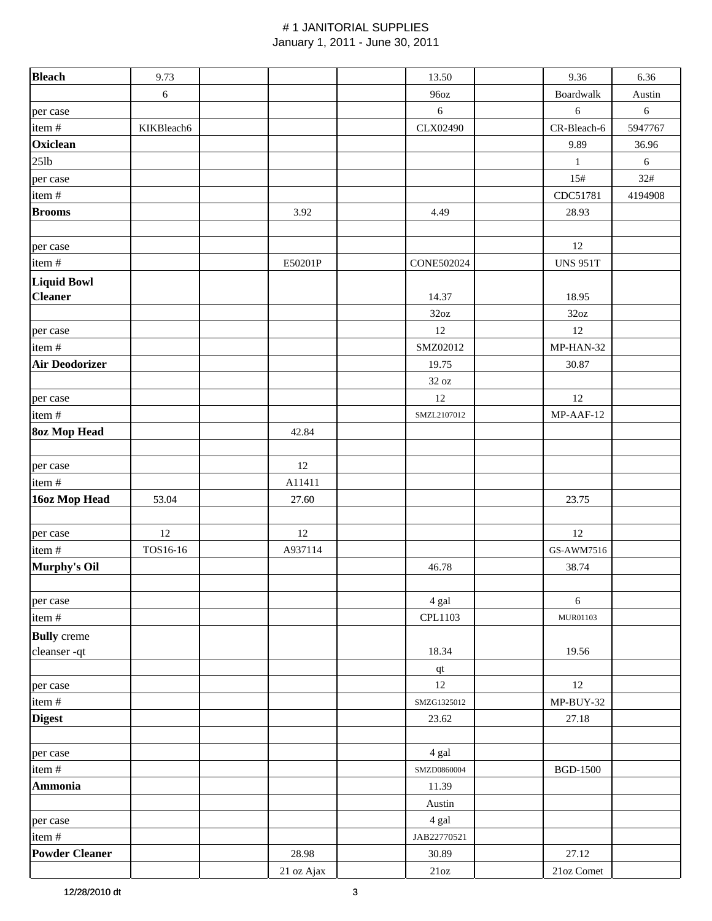# # 1 JANITORIAL SUPPLIES

January 1, 2011 - June 30, 2011

| | | | | | | | | |
|---|---|---|---|---|---|---|---|---|
| **Bleach** | 9.73 | | | | 13.50 | | 9.36 | 6.36 |
| | 6 | | | | 96oz | | Boardwalk | Austin |
| per case | | | | | 6 | | 6 | 6 |
| item # | KIKBleach6 | | | | CLX02490 | | CR-Bleach-6 | 5947767 |
| **Oxiclean** | | | | | | | 9.89 | 36.96 |
| 25lb | | | | | | | 1 | 6 |
| per case | | | | | | | 15# | 32# |
| item # | | | | | | | CDC51781 | 4194908 |
| **Brooms** | | | 3.92 | | 4.49 | | 28.93 | |
| | | | | | | | | |
| per case | | | | | | | 12 | |
| item # | | | E50201P | | CONE502024 | | UNS 951T | |
| **Liquid Bowl Cleaner** | | | | | 14.37 | | 18.95 | |
| | | | | | 32oz | | 32oz | |
| per case | | | | | 12 | | 12 | |
| item # | | | | | SMZ02012 | | MP-HAN-32 | |
| **Air Deodorizer** | | | | | 19.75 | | 30.87 | |
| | | | | | 32 oz | | | |
| per case | | | | | 12 | | 12 | |
| item # | | | | | SMZL2107012 | | MP-AAF-12 | |
| **8oz Mop Head** | | | 42.84 | | | | | |
| | | | | | | | | |
| per case | | | 12 | | | | | |
| item # | | | A11411 | | | | | |
| **16oz Mop Head** | 53.04 | | 27.60 | | | | 23.75 | |
| | | | | | | | | |
| per case | 12 | | 12 | | | | 12 | |
| item # | TOS16-16 | | A937114 | | | | GS-AWM7516 | |
| **Murphy's Oil** | | | | | 46.78 | | 38.74 | |
| | | | | | | | | |
| per case | | | | | 4 gal | | 6 | |
| item # | | | | | CPL1103 | | MUR01103 | |
| **Bully** creme cleanser -qt | | | | | 18.34 | | 19.56 | |
| | | | | | qt | | | |
| per case | | | | | 12 | | 12 | |
| item # | | | | | SMZG1325012 | | MP-BUY-32 | |
| **Digest** | | | | | 23.62 | | 27.18 | |
| | | | | | | | | |
| per case | | | | | 4 gal | | | |
| item # | | | | | SMZD0860004 | | BGD-1500 | |
| **Ammonia** | | | | | 11.39 | | | |
| | | | | | Austin | | | |
| per case | | | | | 4 gal | | | |
| item # | | | | | JAB22770521 | | | |
| **Powder Cleaner** | | | 28.98 | | 30.89 | | 27.12 | |
| | | | 21 oz Ajax | | 21oz | | 21oz Comet | |

12/28/2010 dt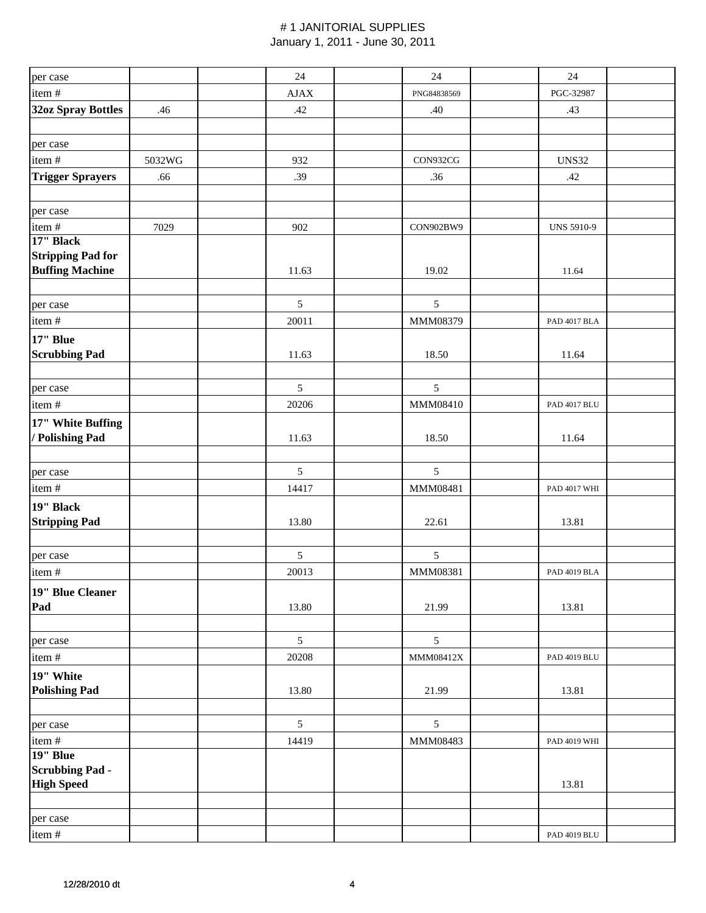# # 1 JANITORIAL SUPPLIES

January 1, 2011 - June 30, 2011

| | | | | | | | | |
|---|---|---|---|---|---|---|---|---|
| per case | | | 24 | | 24 | | 24 | |
| item # | | | AJAX | | PNG84838569 | | PGC-32987 | |
| **32oz Spray Bottles** | .46 | | .42 | | .40 | | .43 | |
| | | | | | | | | |
| per case | | | | | | | | |
| item # | 5032WG | | 932 | | CON932CG | | UNS32 | |
| **Trigger Sprayers** | .66 | | .39 | | .36 | | .42 | |
| | | | | | | | | |
| per case | | | | | | | | |
| item # | 7029 | | 902 | | CON902BW9 | | UNS 5910-9 | |
| **17" Black Stripping Pad for Buffing Machine** | | | 11.63 | | 19.02 | | 11.64 | |
| | | | | | | | | |
| per case | | | 5 | | 5 | | | |
| item # | | | 20011 | | MMM08379 | | PAD 4017 BLA | |
| **17" Blue Scrubbing Pad** | | | 11.63 | | 18.50 | | 11.64 | |
| | | | | | | | | |
| per case | | | 5 | | 5 | | | |
| item # | | | 20206 | | MMM08410 | | PAD 4017 BLU | |
| **17" White Buffing / Polishing Pad** | | | 11.63 | | 18.50 | | 11.64 | |
| | | | | | | | | |
| per case | | | 5 | | 5 | | | |
| item # | | | 14417 | | MMM08481 | | PAD 4017 WHI | |
| **19" Black Stripping Pad** | | | 13.80 | | 22.61 | | 13.81 | |
| | | | | | | | | |
| per case | | | 5 | | 5 | | | |
| item # | | | 20013 | | MMM08381 | | PAD 4019 BLA | |
| **19" Blue Cleaner Pad** | | | 13.80 | | 21.99 | | 13.81 | |
| | | | | | | | | |
| per case | | | 5 | | 5 | | | |
| item # | | | 20208 | | MMM08412X | | PAD 4019 BLU | |
| **19" White Polishing Pad** | | | 13.80 | | 21.99 | | 13.81 | |
| | | | | | | | | |
| per case | | | 5 | | 5 | | | |
| item # | | | 14419 | | MMM08483 | | PAD 4019 WHI | |
| **19" Blue Scrubbing Pad - High Speed** | | | | | | | 13.81 | |
| | | | | | | | | |
| per case | | | | | | | | |
| item # | | | | | | | PAD 4019 BLU | |

12/28/2010 dt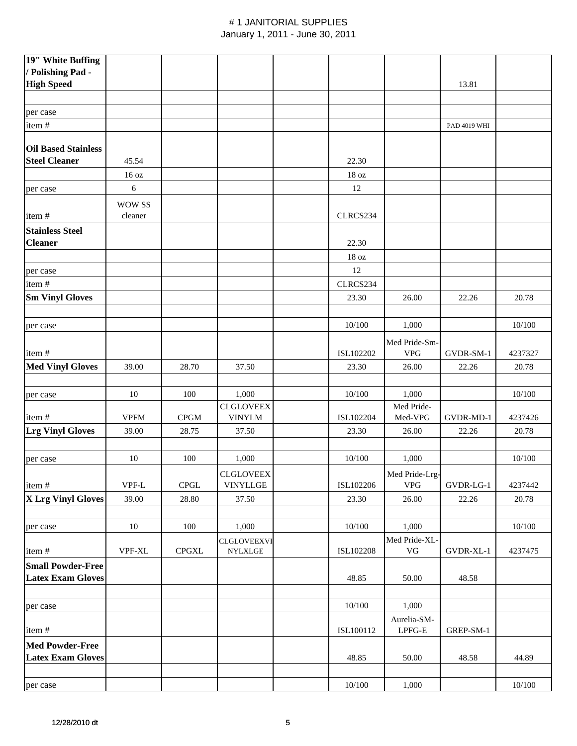# # 1 JANITORIAL SUPPLIES
January 1, 2011 - June 30, 2011

| | | | | | | | | |
|---|---|---|---|---|---|---|---|---|
| **19" White Buffing / Polishing Pad - High Speed** | | | | | | | 13.81 | |
| | | | | | | | | |
| per case | | | | | | | | |
| item # | | | | | | | PAD 4019 WHI | |
| **Oil Based Stainless Steel Cleaner** | 45.54 | | | | 22.30 | | | |
| | 16 oz | | | | 18 oz | | | |
| per case | 6 | | | | 12 | | | |
| item # | WOW SS cleaner | | | | CLRCS234 | | | |
| **Stainless Steel Cleaner** | | | | | 22.30 | | | |
| | | | | | 18 oz | | | |
| per case | | | | | 12 | | | |
| item # | | | | | CLRCS234 | | | |
| **Sm Vinyl Gloves** | | | | | 23.30 | 26.00 | 22.26 | 20.78 |
| | | | | | | | | |
| per case | | | | | 10/100 | 1,000 | | 10/100 |
| item # | | | | | ISL102202 | Med Pride-Sm-VPG | GVDR-SM-1 | 4237327 |
| **Med Vinyl Gloves** | 39.00 | 28.70 | 37.50 | | 23.30 | 26.00 | 22.26 | 20.78 |
| | | | | | | | | |
| per case | 10 | 100 | 1,000 | | 10/100 | 1,000 | | 10/100 |
| item # | VPFM | CPGM | CLGLOVEEX VINYLM | | ISL102204 | Med Pride-Med-VPG | GVDR-MD-1 | 4237426 |
| **Lrg Vinyl Gloves** | 39.00 | 28.75 | 37.50 | | 23.30 | 26.00 | 22.26 | 20.78 |
| | | | | | | | | |
| per case | 10 | 100 | 1,000 | | 10/100 | 1,000 | | 10/100 |
| item # | VPF-L | CPGL | CLGLOVEEX VINYLLGE | | ISL102206 | Med Pride-Lrg-VPG | GVDR-LG-1 | 4237442 |
| **X Lrg Vinyl Gloves** | 39.00 | 28.80 | 37.50 | | 23.30 | 26.00 | 22.26 | 20.78 |
| | | | | | | | | |
| per case | 10 | 100 | 1,000 | | 10/100 | 1,000 | | 10/100 |
| item # | VPF-XL | CPGXL | CLGLOVEEXVINYLXLGE | | ISL102208 | Med Pride-XL-VG | GVDR-XL-1 | 4237475 |
| **Small Powder-Free Latex Exam Gloves** | | | | | 48.85 | 50.00 | 48.58 | |
| | | | | | | | | |
| per case | | | | | 10/100 | 1,000 | | |
| item # | | | | | ISL100112 | Aurelia-SM-LPFG-E | GREP-SM-1 | |
| **Med Powder-Free Latex Exam Gloves** | | | | | 48.85 | 50.00 | 48.58 | 44.89 |
| | | | | | | | | |
| per case | | | | | 10/100 | 1,000 | | 10/100 |

12/28/2010 dt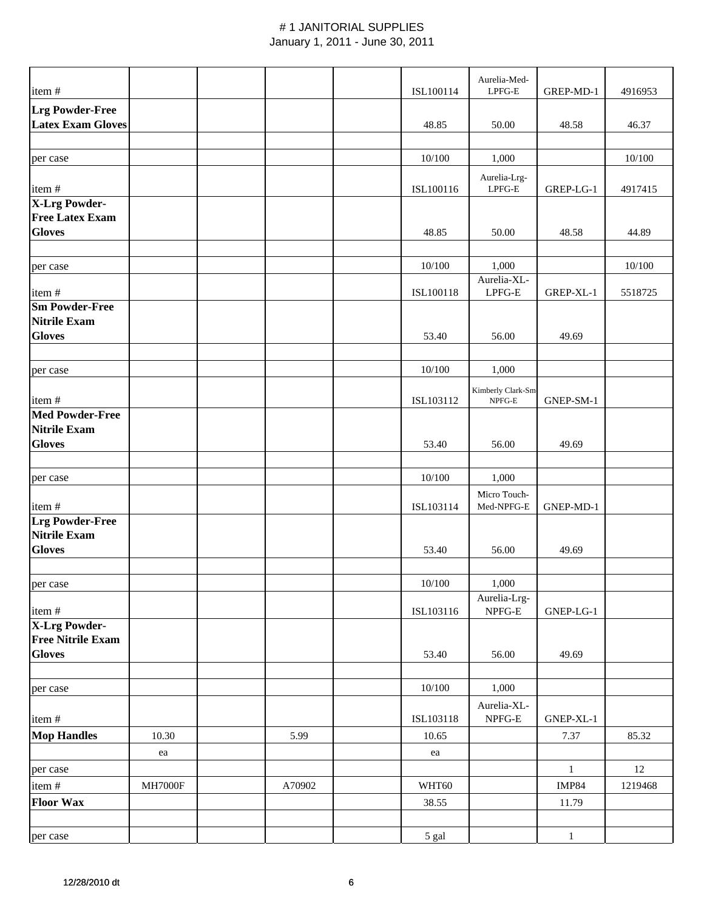# # 1 JANITORIAL SUPPLIES
January 1, 2011 - June 30, 2011

| | | | | | | | | |
|---|---|---|---|---|---|---|---|---|
| item # | | | | | ISL100114 | Aurelia-Med-LPFG-E | GREP-MD-1 | 4916953 |
| **Lrg Powder-Free Latex Exam Gloves** | | | | | 48.85 | 50.00 | 48.58 | 46.37 |
| | | | | | | | | |
| per case | | | | | 10/100 | 1,000 | | 10/100 |
| item # | | | | | ISL100116 | Aurelia-Lrg-LPFG-E | GREP-LG-1 | 4917415 |
| **X-Lrg Powder-Free Latex Exam Gloves** | | | | | 48.85 | 50.00 | 48.58 | 44.89 |
| | | | | | | | | |
| per case | | | | | 10/100 | 1,000 | | 10/100 |
| item # | | | | | ISL100118 | Aurelia-XL-LPFG-E | GREP-XL-1 | 5518725 |
| **Sm Powder-Free Nitrile Exam Gloves** | | | | | 53.40 | 56.00 | 49.69 | |
| | | | | | | | | |
| per case | | | | | 10/100 | 1,000 | | |
| item # | | | | | ISL103112 | Kimberly Clark-Sm NPFG-E | GNEP-SM-1 | |
| **Med Powder-Free Nitrile Exam Gloves** | | | | | 53.40 | 56.00 | 49.69 | |
| | | | | | | | | |
| per case | | | | | 10/100 | 1,000 | | |
| item # | | | | | ISL103114 | Micro Touch-Med-NPFG-E | GNEP-MD-1 | |
| **Lrg Powder-Free Nitrile Exam Gloves** | | | | | 53.40 | 56.00 | 49.69 | |
| | | | | | | | | |
| per case | | | | | 10/100 | 1,000 | | |
| item # | | | | | ISL103116 | Aurelia-Lrg-NPFG-E | GNEP-LG-1 | |
| **X-Lrg Powder-Free Nitrile Exam Gloves** | | | | | 53.40 | 56.00 | 49.69 | |
| | | | | | | | | |
| per case | | | | | 10/100 | 1,000 | | |
| item # | | | | | ISL103118 | Aurelia-XL-NPFG-E | GNEP-XL-1 | |
| **Mop Handles** | 10.30 | | 5.99 | | 10.65 | | 7.37 | 85.32 |
| | ea | | | | ea | | | |
| per case | | | | | | | 1 | 12 |
| item # | MH7000F | | A70902 | | WHT60 | | IMP84 | 1219468 |
| **Floor Wax** | | | | | 38.55 | | 11.79 | |
| | | | | | | | | |
| per case | | | | | 5 gal | | 1 | |

12/28/2010 dt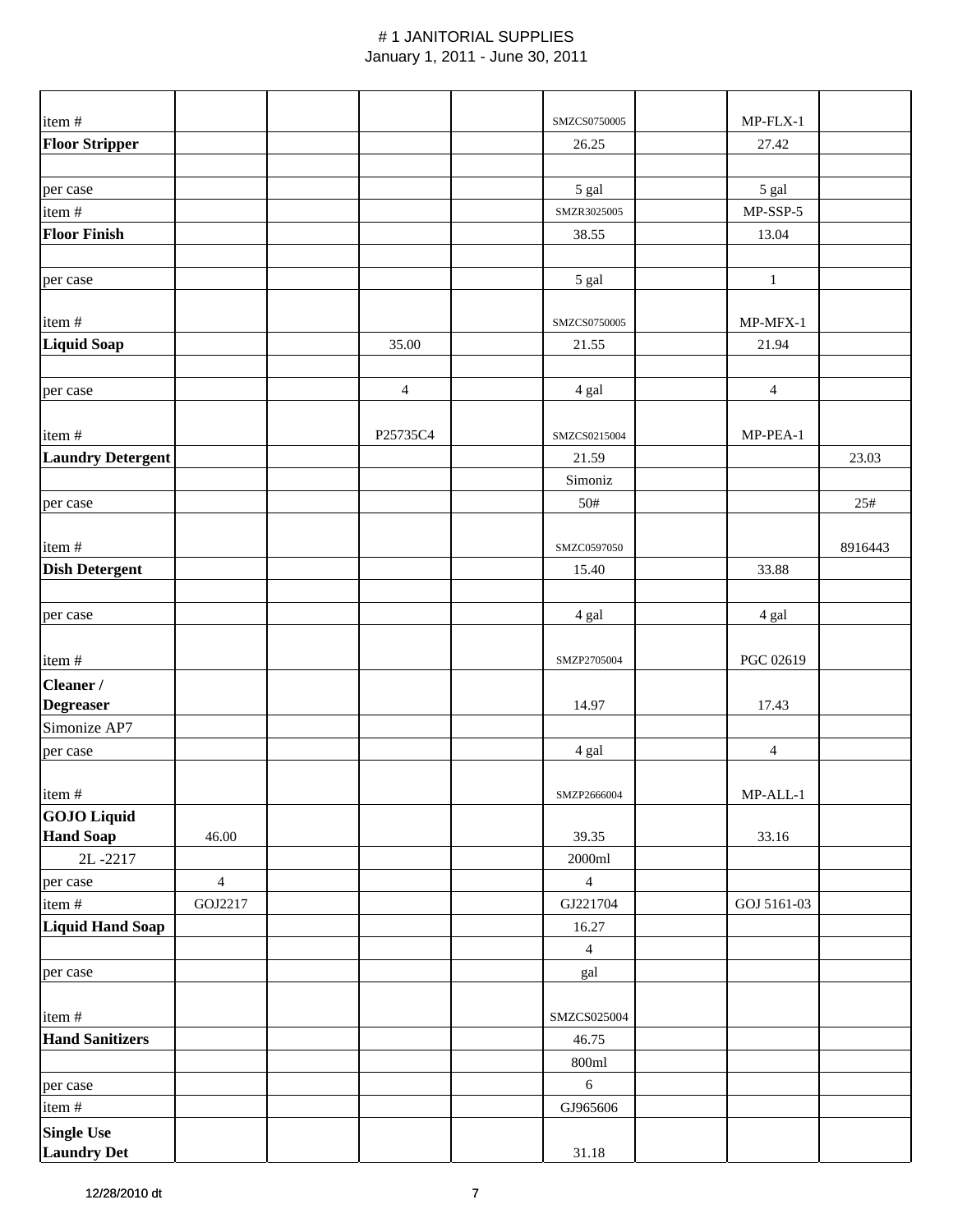# # 1 JANITORIAL SUPPLIES

January 1, 2011 - June 30, 2011

| | | | | | | | | |
|---|---|---|---|---|---|---|---|---|
| item # | | | | | SMZCS0750005 | | MP-FLX-1 | |
| **Floor Stripper** | | | | | 26.25 | | 27.42 | |
| | | | | | | | | |
| per case | | | | | 5 gal | | 5 gal | |
| item # | | | | | SMZR3025005 | | MP-SSP-5 | |
| **Floor Finish** | | | | | 38.55 | | 13.04 | |
| | | | | | | | | |
| per case | | | | | 5 gal | | 1 | |
| item # | | | | | SMZCS0750005 | | MP-MFX-1 | |
| **Liquid Soap** | | | 35.00 | | 21.55 | | 21.94 | |
| | | | | | | | | |
| per case | | | 4 | | 4 gal | | 4 | |
| item # | | | P25735C4 | | SMZCS0215004 | | MP-PEA-1 | |
| **Laundry Detergent** | | | | | 21.59 | | | 23.03 |
| | | | | | Simoniz | | | |
| per case | | | | | 50# | | | 25# |
| item # | | | | | SMZC0597050 | | | 8916443 |
| **Dish Detergent** | | | | | 15.40 | | 33.88 | |
| | | | | | | | | |
| per case | | | | | 4 gal | | 4 gal | |
| item # | | | | | SMZP2705004 | | PGC 02619 | |
| **Cleaner / Degreaser** | | | | | 14.97 | | 17.43 | |
| Simonize AP7 | | | | | | | | |
| per case | | | | | 4 gal | | 4 | |
| item # | | | | | SMZP2666004 | | MP-ALL-1 | |
| **GOJO Liquid Hand Soap** | 46.00 | | | | 39.35 | | 33.16 | |
| 2L -2217 | | | | | 2000ml | | | |
| per case | 4 | | | | 4 | | | |
| item # | GOJ2217 | | | | GJ221704 | | GOJ 5161-03 | |
| **Liquid Hand Soap** | | | | | 16.27 | | | |
| | | | | | 4 | | | |
| per case | | | | | gal | | | |
| item # | | | | | SMZCS025004 | | | |
| **Hand Sanitizers** | | | | | 46.75 | | | |
| | | | | | 800ml | | | |
| per case | | | | | 6 | | | |
| item # | | | | | GJ965606 | | | |
| **Single Use Laundry Det** | | | | | 31.18 | | | |

12/28/2010 dt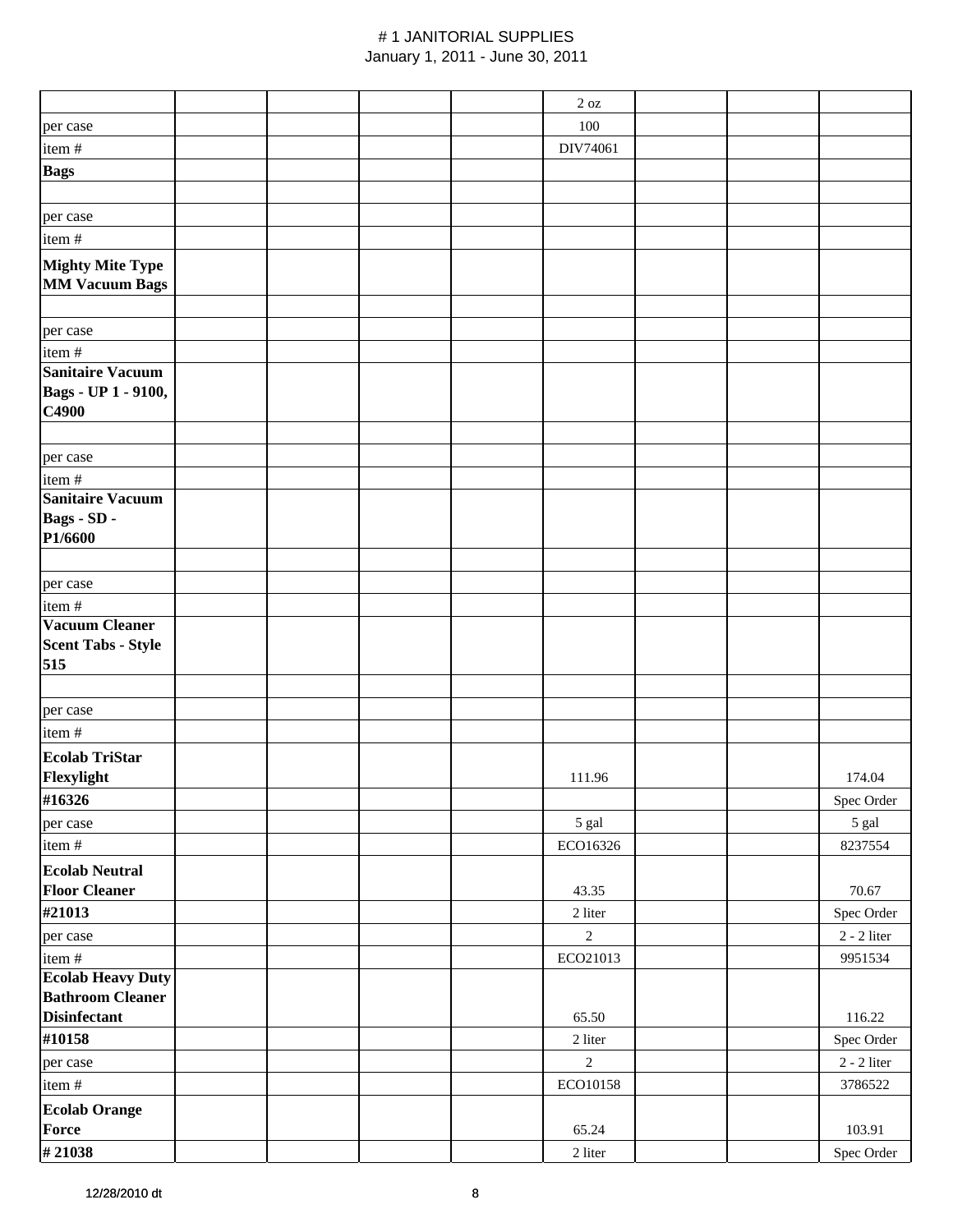# # 1 JANITORIAL SUPPLIES

January 1, 2011 - June 30, 2011

| | | | | | | | | |
|---|---|---|---|---|---|---|---|---|
| | | | | | 2 oz | | | |
| per case | | | | | 100 | | | |
| item # | | | | | DIV74061 | | | |
| **Bags** | | | | | | | | |
| | | | | | | | | |
| per case | | | | | | | | |
| item # | | | | | | | | |
| **Mighty Mite Type MM Vacuum Bags** | | | | | | | | |
| | | | | | | | | |
| per case | | | | | | | | |
| item # | | | | | | | | |
| **Sanitaire Vacuum Bags - UP 1 - 9100, C4900** | | | | | | | | |
| | | | | | | | | |
| per case | | | | | | | | |
| item # | | | | | | | | |
| **Sanitaire Vacuum Bags - SD - P1/6600** | | | | | | | | |
| | | | | | | | | |
| per case | | | | | | | | |
| item # | | | | | | | | |
| **Vacuum Cleaner Scent Tabs - Style 515** | | | | | | | | |
| | | | | | | | | |
| per case | | | | | | | | |
| item # | | | | | | | | |
| **Ecolab TriStar Flexylight** | | | | | 111.96 | | | 174.04 |
| **#16326** | | | | | | | | Spec Order |
| per case | | | | | 5 gal | | | 5 gal |
| item # | | | | | ECO16326 | | | 8237554 |
| **Ecolab Neutral Floor Cleaner** | | | | | 43.35 | | | 70.67 |
| **#21013** | | | | | 2 liter | | | Spec Order |
| per case | | | | | 2 | | | 2 - 2 liter |
| item # | | | | | ECO21013 | | | 9951534 |
| **Ecolab Heavy Duty Bathroom Cleaner Disinfectant** | | | | | 65.50 | | | 116.22 |
| **#10158** | | | | | 2 liter | | | Spec Order |
| per case | | | | | 2 | | | 2 - 2 liter |
| item # | | | | | ECO10158 | | | 3786522 |
| **Ecolab Orange Force** | | | | | 65.24 | | | 103.91 |
| **# 21038** | | | | | 2 liter | | | Spec Order |

12/28/2010 dt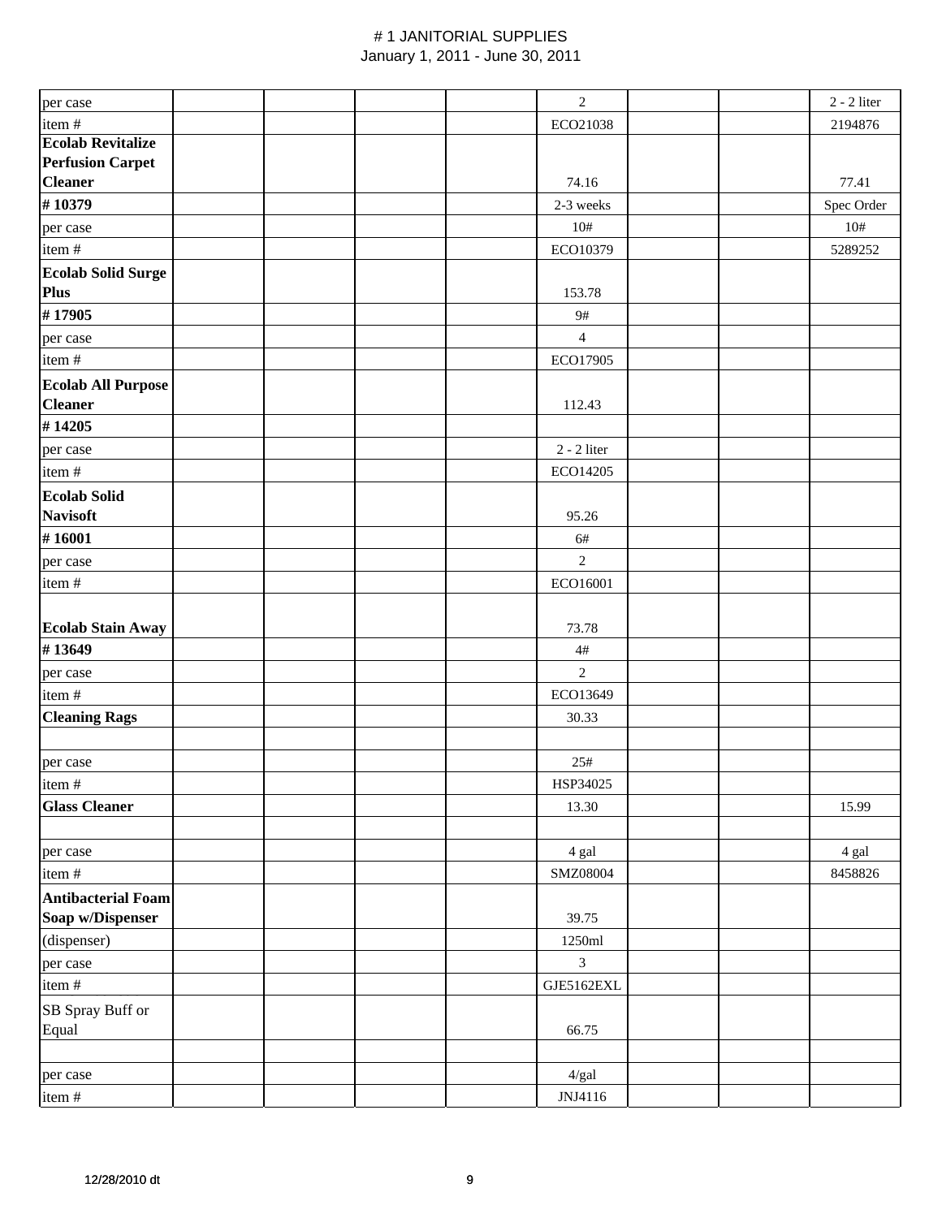# 1 JANITORIAL SUPPLIES
January 1, 2011 - June 30, 2011

| | | | | | | | | |
|---|---|---|---|---|---|---|---|---|
| per case | | | | | 2 | | | 2 - 2 liter |
| item # | | | | | ECO21038 | | | 2194876 |
| **Ecolab Revitalize Perfusion Carpet Cleaner** | | | | | 74.16 | | | 77.41 |
| **# 10379** | | | | | 2-3 weeks | | | Spec Order |
| per case | | | | | 10# | | | 10# |
| item # | | | | | ECO10379 | | | 5289252 |
| **Ecolab Solid Surge Plus** | | | | | 153.78 | | | |
| **# 17905** | | | | | 9# | | | |
| per case | | | | | 4 | | | |
| item # | | | | | ECO17905 | | | |
| **Ecolab All Purpose Cleaner** | | | | | 112.43 | | | |
| **# 14205** | | | | | | | | |
| per case | | | | | 2 - 2 liter | | | |
| item # | | | | | ECO14205 | | | |
| **Ecolab Solid Navisoft** | | | | | 95.26 | | | |
| **# 16001** | | | | | 6# | | | |
| per case | | | | | 2 | | | |
| item # | | | | | ECO16001 | | | |
| **Ecolab Stain Away** | | | | | 73.78 | | | |
| **# 13649** | | | | | 4# | | | |
| per case | | | | | 2 | | | |
| item # | | | | | ECO13649 | | | |
| **Cleaning Rags** | | | | | 30.33 | | | |
| | | | | | | | | |
| per case | | | | | 25# | | | |
| item # | | | | | HSP34025 | | | |
| **Glass Cleaner** | | | | | 13.30 | | | 15.99 |
| | | | | | | | | |
| per case | | | | | 4 gal | | | 4 gal |
| item # | | | | | SMZ08004 | | | 8458826 |
| **Antibacterial Foam Soap w/Dispenser** | | | | | 39.75 | | | |
| (dispenser) | | | | | 1250ml | | | |
| per case | | | | | 3 | | | |
| item # | | | | | GJE5162EXL | | | |
| SB Spray Buff or Equal | | | | | 66.75 | | | |
| | | | | | | | | |
| per case | | | | | 4/gal | | | |
| item # | | | | | JNJ4116 | | | |

12/28/2010 dt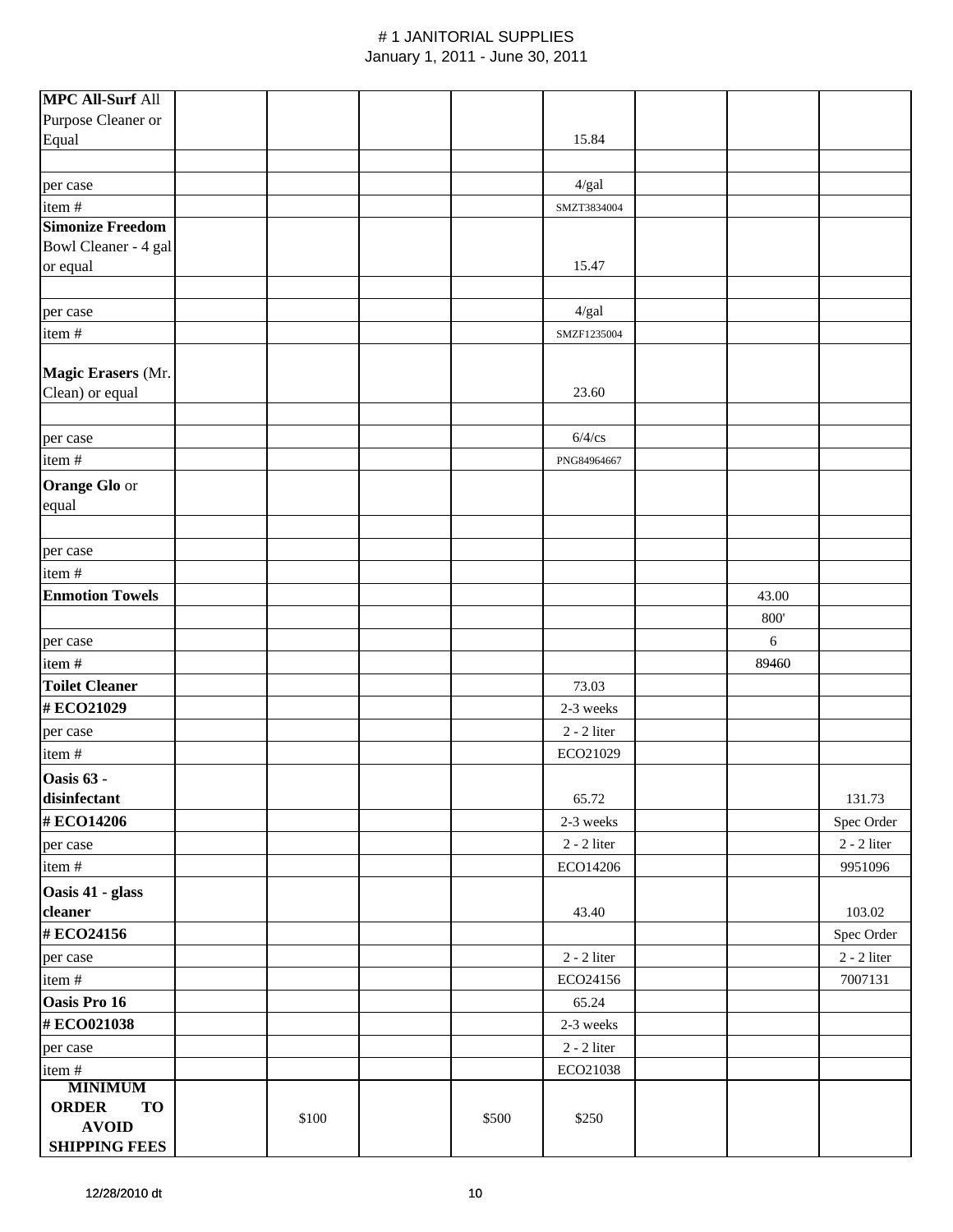// # 1 JANITORIAL SUPPLIES
January 1, 2011 - June 30, 2011

| | | | | | | | | |
|---|---|---|---|---|---|---|---|---|
| **MPC All-Surf** All Purpose Cleaner or Equal | | | | | 15.84 | | | |
| | | | | | | | | |
| per case | | | | | 4/gal | | | |
| item # | | | | | SMZT3834004 | | | |
| **Simonize Freedom** Bowl Cleaner - 4 gal or equal | | | | | 15.47 | | | |
| | | | | | | | | |
| per case | | | | | 4/gal | | | |
| item # | | | | | SMZF1235004 | | | |
| **Magic Erasers** (Mr. Clean) or equal | | | | | 23.60 | | | |
| | | | | | | | | |
| per case | | | | | 6/4/cs | | | |
| item # | | | | | PNG84964667 | | | |
| **Orange Glo** or equal | | | | | | | | |
| | | | | | | | | |
| per case | | | | | | | | |
| item # | | | | | | | | |
| **Enmotion Towels** | | | | | | | 43.00 | |
| | | | | | | | 800' | |
| per case | | | | | | | 6 | |
| item # | | | | | | | 89460 | |
| **Toilet Cleaner** | | | | | 73.03 | | | |
| **# ECO21029** | | | | | 2-3 weeks | | | |
| per case | | | | | 2 - 2 liter | | | |
| item # | | | | | ECO21029 | | | |
| **Oasis 63 - disinfectant** | | | | | 65.72 | | | 131.73 |
| **# ECO14206** | | | | | 2-3 weeks | | | Spec Order |
| per case | | | | | 2 - 2 liter | | | 2 - 2 liter |
| item # | | | | | ECO14206 | | | 9951096 |
| **Oasis 41 - glass cleaner** | | | | | 43.40 | | | 103.02 |
| **# ECO24156** | | | | | | | | Spec Order |
| per case | | | | | 2 - 2 liter | | | 2 - 2 liter |
| item # | | | | | ECO24156 | | | 7007131 |
| **Oasis Pro 16** | | | | | 65.24 | | | |
| **# ECO021038** | | | | | 2-3 weeks | | | |
| per case | | | | | 2 - 2 liter | | | |
| item # | | | | | ECO21038 | | | |
| **MINIMUM ORDER TO AVOID SHIPPING FEES** | $100 | | $500 | | $250 | | | |

12/28/2010 dt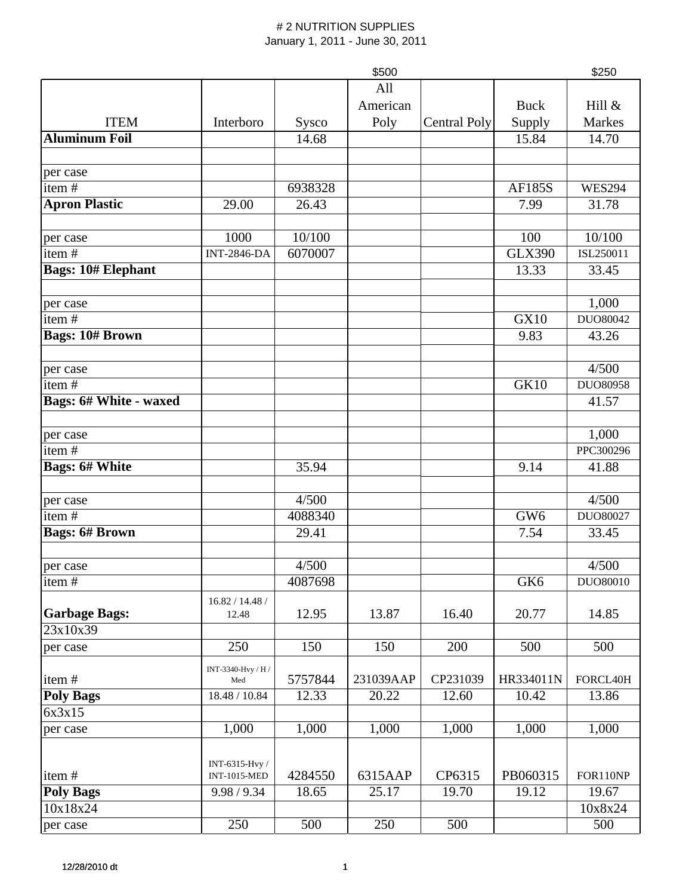# # 2 NUTRITION SUPPLIES

January 1, 2011 - June 30, 2011

| ITEM | Interboro | Sysco | $500<br>All American Poly | Central Poly | Buck Supply | $250<br>Hill & Markes |
|---|---|---|---|---|---|---|
| **Aluminum Foil** | | 14.68 | | | 15.84 | 14.70 |
| | | | | | | |
| per case | | | | | | |
| item # | | 6938328 | | | AF185S | WES294 |
| **Apron Plastic** | 29.00 | 26.43 | | | 7.99 | 31.78 |
| | | | | | | |
| per case | 1000 | 10/100 | | | 100 | 10/100 |
| item # | INT-2846-DA | 6070007 | | | GLX390 | ISL250011 |
| **Bags: 10# Elephant** | | | | | 13.33 | 33.45 |
| | | | | | | |
| per case | | | | | | 1,000 |
| item # | | | | | GX10 | DUO80042 |
| **Bags: 10# Brown** | | | | | 9.83 | 43.26 |
| | | | | | | |
| per case | | | | | | 4/500 |
| item # | | | | | GK10 | DUO80958 |
| **Bags: 6# White - waxed** | | | | | | 41.57 |
| | | | | | | |
| per case | | | | | | 1,000 |
| item # | | | | | | PPC300296 |
| **Bags: 6# White** | | 35.94 | | | 9.14 | 41.88 |
| | | | | | | |
| per case | | 4/500 | | | | 4/500 |
| item # | | 4088340 | | | GW6 | DUO80027 |
| **Bags: 6# Brown** | | 29.41 | | | 7.54 | 33.45 |
| | | | | | | |
| per case | | 4/500 | | | | 4/500 |
| item # | | 4087698 | | | GK6 | DUO80010 |
| **Garbage Bags:** | 16.82 / 14.48 / 12.48 | 12.95 | 13.87 | 16.40 | 20.77 | 14.85 |
| 23x10x39 | | | | | | |
| per case | 250 | 150 | 150 | 200 | 500 | 500 |
| item # | INT-3340-Hvy / H / Med | 5757844 | 231039AAP | CP231039 | HR334011N | FORCL40H |
| **Poly Bags** | 18.48 / 10.84 | 12.33 | 20.22 | 12.60 | 10.42 | 13.86 |
| 6x3x15 | | | | | | |
| per case | 1,000 | 1,000 | 1,000 | 1,000 | 1,000 | 1,000 |
| item # | INT-6315-Hvy / INT-1015-MED | 4284550 | 6315AAP | CP6315 | PB060315 | FOR110NP |
| **Poly Bags** | 9.98 / 9.34 | 18.65 | 25.17 | 19.70 | 19.12 | 19.67 |
| 10x18x24 | | | | | | 10x8x24 |
| per case | 250 | 500 | 250 | 500 | | 500 |

12/28/2010 dt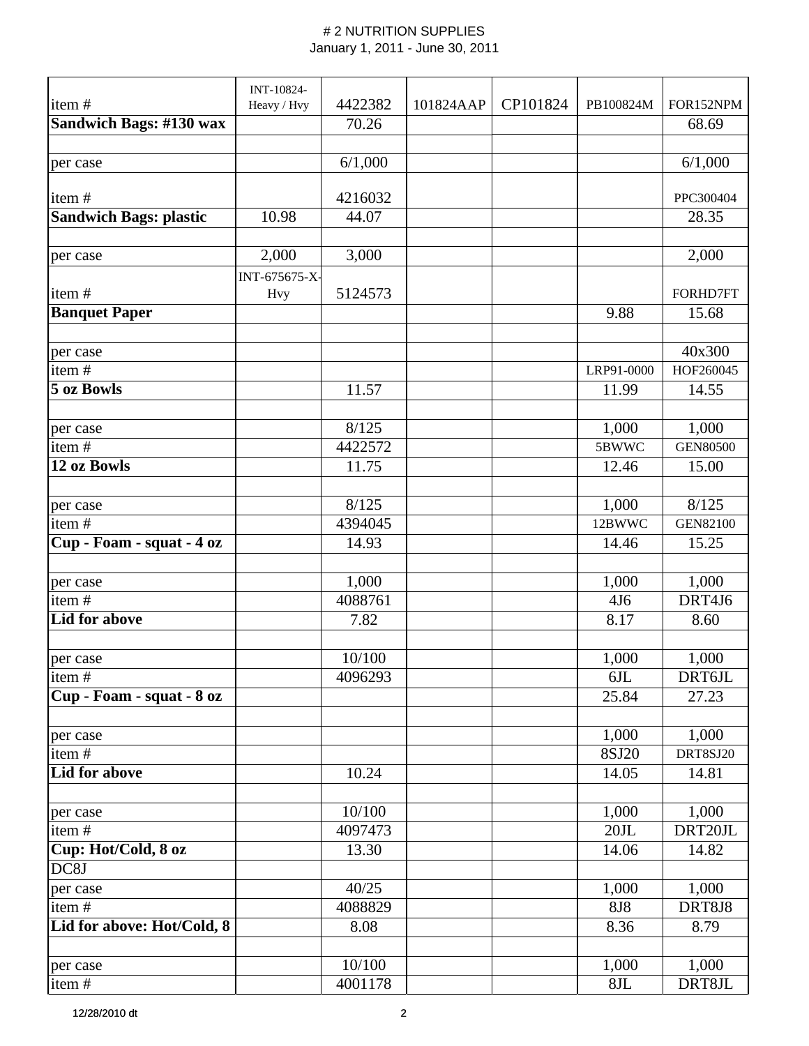# # 2 NUTRITION SUPPLIES

January 1, 2011 - June 30, 2011

| item # | INT-10824-Heavy / Hvy | 4422382 | 101824AAP | CP101824 | PB100824M | FOR152NPM |
|---|---|---|---|---|---|---|
| **Sandwich Bags: #130 wax** | | 70.26 | | | | 68.69 |
| | | | | | | |
| per case | | 6/1,000 | | | | 6/1,000 |
| item # | | 4216032 | | | | PPC300404 |
| **Sandwich Bags: plastic** | 10.98 | 44.07 | | | | 28.35 |
| | | | | | | |
| per case | 2,000 | 3,000 | | | | 2,000 |
| item # | INT-675675-X-Hvy | 5124573 | | | | FORHD7FT |
| **Banquet Paper** | | | | | 9.88 | 15.68 |
| | | | | | | |
| per case | | | | | | 40x300 |
| item # | | | | | LRP91-0000 | HOF260045 |
| **5 oz Bowls** | | 11.57 | | | 11.99 | 14.55 |
| | | | | | | |
| per case | | 8/125 | | | 1,000 | 1,000 |
| item # | | 4422572 | | | 5BWWC | GEN80500 |
| **12 oz Bowls** | | 11.75 | | | 12.46 | 15.00 |
| | | | | | | |
| per case | | 8/125 | | | 1,000 | 8/125 |
| item # | | 4394045 | | | 12BWWC | GEN82100 |
| **Cup - Foam - squat - 4 oz** | | 14.93 | | | 14.46 | 15.25 |
| | | | | | | |
| per case | | 1,000 | | | 1,000 | 1,000 |
| item # | | 4088761 | | | 4J6 | DRT4J6 |
| **Lid for above** | | 7.82 | | | 8.17 | 8.60 |
| | | | | | | |
| per case | | 10/100 | | | 1,000 | 1,000 |
| item # | | 4096293 | | | 6JL | DRT6JL |
| **Cup - Foam - squat - 8 oz** | | | | | 25.84 | 27.23 |
| | | | | | | |
| per case | | | | | 1,000 | 1,000 |
| item # | | | | | 8SJ20 | DRT8SJ20 |
| **Lid for above** | | 10.24 | | | 14.05 | 14.81 |
| | | | | | | |
| per case | | 10/100 | | | 1,000 | 1,000 |
| item # | | 4097473 | | | 20JL | DRT20JL |
| **Cup: Hot/Cold, 8 oz** | | 13.30 | | | 14.06 | 14.82 |
| DC8J | | | | | | |
| per case | | 40/25 | | | 1,000 | 1,000 |
| item # | | 4088829 | | | 8J8 | DRT8J8 |
| **Lid for above: Hot/Cold, 8** | | 8.08 | | | 8.36 | 8.79 |
| | | | | | | |
| per case | | 10/100 | | | 1,000 | 1,000 |
| item # | | 4001178 | | | 8JL | DRT8JL |

12/28/2010 dt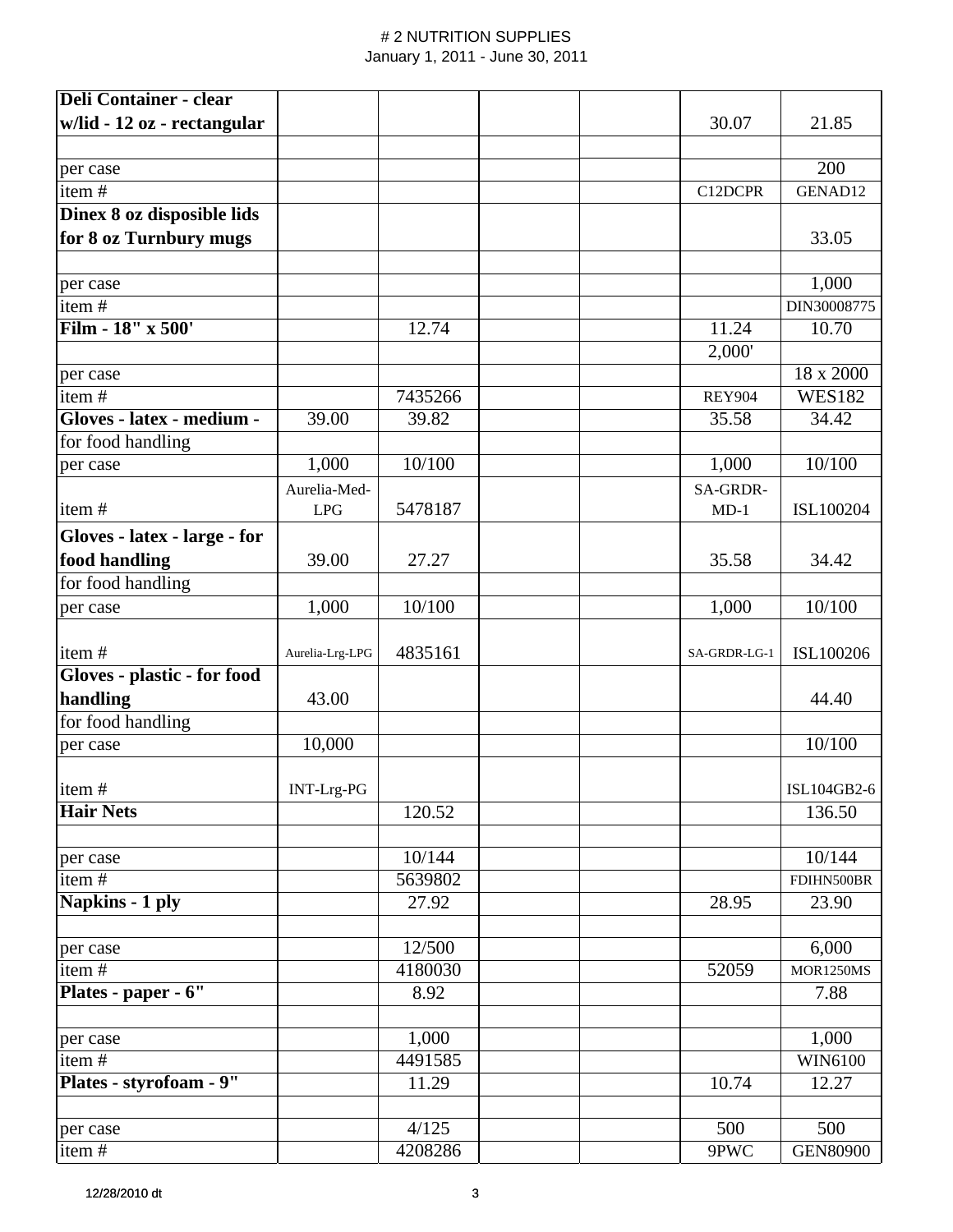# # 2 NUTRITION SUPPLIES

January 1, 2011 - June 30, 2011

| | | | | | | |
|---|---|---|---|---|---|---|
| **Deli Container - clear w/lid - 12 oz - rectangular** | | | | | 30.07 | 21.85 |
| | | | | | | |
| per case | | | | | | 200 |
| item # | | | | | C12DCPR | GENAD12 |
| **Dinex 8 oz disposible lids for 8 oz Turnbury mugs** | | | | | | 33.05 |
| | | | | | | |
| per case | | | | | | 1,000 |
| item # | | | | | | DIN30008775 |
| **Film - 18" x 500'** | | 12.74 | | | 11.24 | 10.70 |
| | | | | | 2,000' | |
| per case | | | | | | 18 x 2000 |
| item # | | 7435266 | | | REY904 | WES182 |
| **Gloves - latex - medium -** | 39.00 | 39.82 | | | 35.58 | 34.42 |
| for food handling | | | | | | |
| per case | 1,000 | 10/100 | | | 1,000 | 10/100 |
| item # | Aurelia-Med-LPG | 5478187 | | | SA-GRDR-MD-1 | ISL100204 |
| **Gloves - latex - large - for food handling** | 39.00 | 27.27 | | | 35.58 | 34.42 |
| for food handling | | | | | | |
| per case | 1,000 | 10/100 | | | 1,000 | 10/100 |
| item # | Aurelia-Lrg-LPG | 4835161 | | | SA-GRDR-LG-1 | ISL100206 |
| **Gloves - plastic - for food handling** | 43.00 | | | | | 44.40 |
| for food handling | | | | | | |
| per case | 10,000 | | | | | 10/100 |
| item # | INT-Lrg-PG | | | | | ISL104GB2-6 |
| **Hair Nets** | | 120.52 | | | | 136.50 |
| | | | | | | |
| per case | | 10/144 | | | | 10/144 |
| item # | | 5639802 | | | | FDIHN500BR |
| **Napkins - 1 ply** | | 27.92 | | | 28.95 | 23.90 |
| | | | | | | |
| per case | | 12/500 | | | | 6,000 |
| item # | | 4180030 | | | 52059 | MOR1250MS |
| **Plates - paper - 6"** | | 8.92 | | | | 7.88 |
| | | | | | | |
| per case | | 1,000 | | | | 1,000 |
| item # | | 4491585 | | | | WIN6100 |
| **Plates - styrofoam - 9"** | | 11.29 | | | 10.74 | 12.27 |
| | | | | | | |
| per case | | 4/125 | | | 500 | 500 |
| item # | | 4208286 | | | 9PWC | GEN80900 |

12/28/2010 dt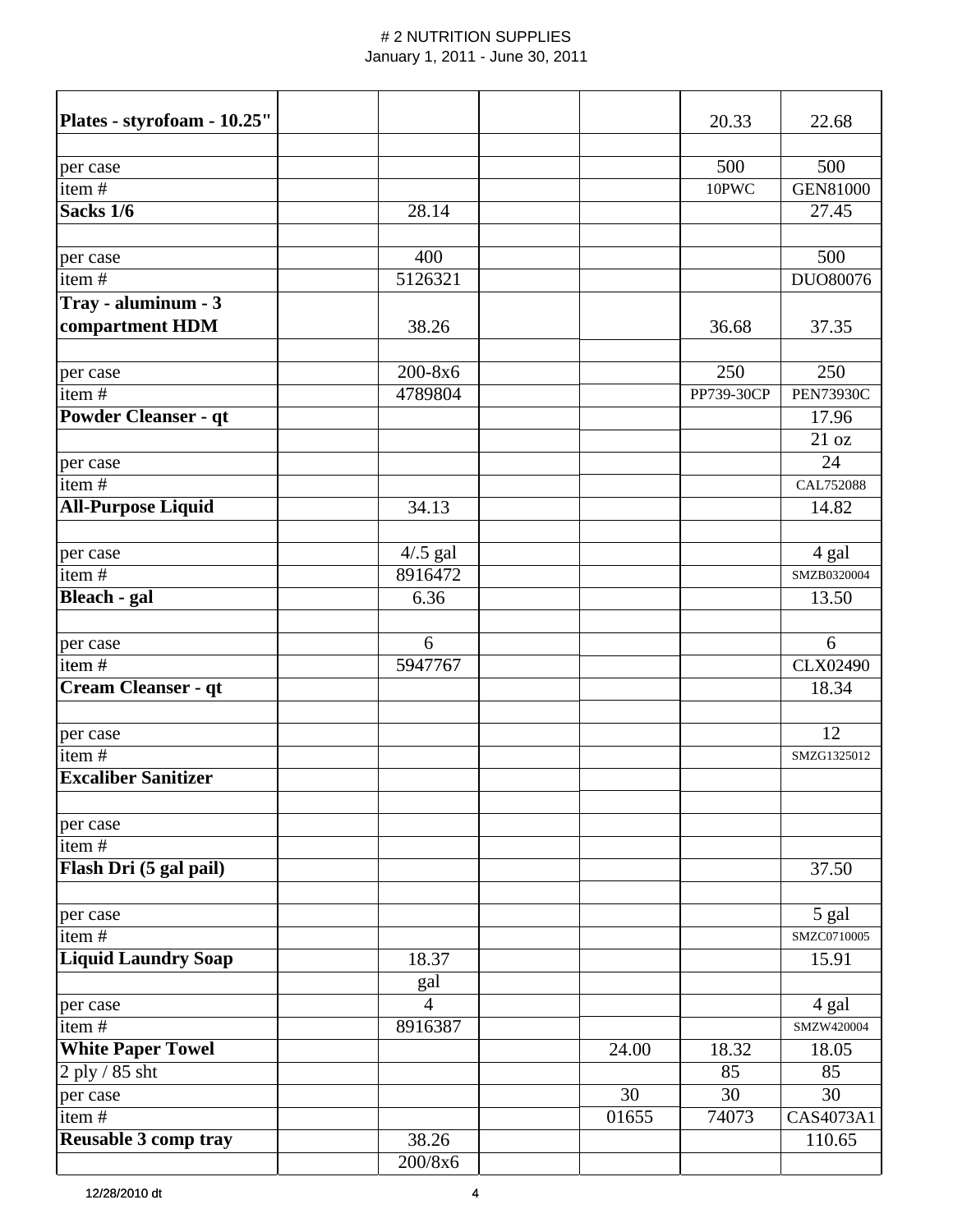# # 2 NUTRITION SUPPLIES

January 1, 2011 - June 30, 2011

| | | | | | | |
|---|---|---|---|---|---|---|
| **Plates - styrofoam - 10.25"** | | | | | 20.33 | 22.68 |
| | | | | | | |
| per case | | | | | 500 | 500 |
| item # | | | | | 10PWC | GEN81000 |
| **Sacks 1/6** | | 28.14 | | | | 27.45 |
| | | | | | | |
| per case | | 400 | | | | 500 |
| item # | | 5126321 | | | | DUO80076 |
| **Tray - aluminum - 3 compartment HDM** | | 38.26 | | | 36.68 | 37.35 |
| | | | | | | |
| per case | | 200-8x6 | | | 250 | 250 |
| item # | | 4789804 | | | PP739-30CP | PEN73930C |
| **Powder Cleanser - qt** | | | | | | 17.96 |
| | | | | | | 21 oz |
| per case | | | | | | 24 |
| item # | | | | | | CAL752088 |
| **All-Purpose Liquid** | | 34.13 | | | | 14.82 |
| | | | | | | |
| per case | | 4/.5 gal | | | | 4 gal |
| item # | | 8916472 | | | | SMZB0320004 |
| **Bleach - gal** | | 6.36 | | | | 13.50 |
| | | | | | | |
| per case | | 6 | | | | 6 |
| item # | | 5947767 | | | | CLX02490 |
| **Cream Cleanser - qt** | | | | | | 18.34 |
| | | | | | | |
| per case | | | | | | 12 |
| item # | | | | | | SMZG1325012 |
| **Excaliber Sanitizer** | | | | | | |
| | | | | | | |
| per case | | | | | | |
| item # | | | | | | |
| **Flash Dri (5 gal pail)** | | | | | | 37.50 |
| | | | | | | |
| per case | | | | | | 5 gal |
| item # | | | | | | SMZC0710005 |
| **Liquid Laundry Soap** | | 18.37 | | | | 15.91 |
| | | gal | | | | |
| per case | | 4 | | | | 4 gal |
| item # | | 8916387 | | | | SMZW420004 |
| **White Paper Towel** | | | | 24.00 | 18.32 | 18.05 |
| 2 ply / 85 sht | | | | | 85 | 85 |
| per case | | | | 30 | 30 | 30 |
| item # | | | | 01655 | 74073 | CAS4073A1 |
| **Reusable 3 comp tray** | | 38.26 | | | | 110.65 |
| | | 200/8x6 | | | | |

12/28/2010 dt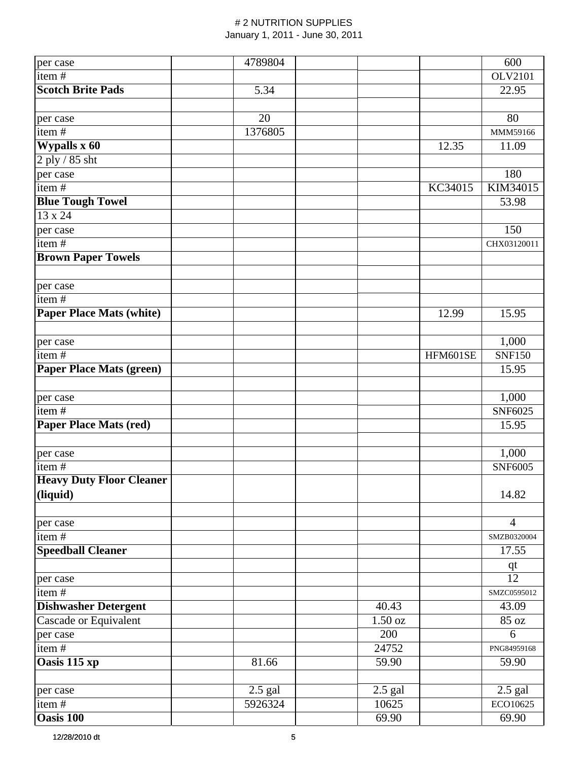// # 2 NUTRITION SUPPLIES
// January 1, 2011 - June 30, 2011

| | | | | | | |
|---|---|---|---|---|---|---|
| per case | | 4789804 | | | | 600 |
| item # | | | | | | OLV2101 |
| **Scotch Brite Pads** | | 5.34 | | | | 22.95 |
| | | | | | | |
| per case | | 20 | | | | 80 |
| item # | | 1376805 | | | | MMM59166 |
| **Wypalls x 60** | | | | | 12.35 | 11.09 |
| 2 ply / 85 sht | | | | | | |
| per case | | | | | | 180 |
| item # | | | | | KC34015 | KIM34015 |
| **Blue Tough Towel** | | | | | | 53.98 |
| 13 x 24 | | | | | | |
| per case | | | | | | 150 |
| item # | | | | | | CHX03120011 |
| **Brown Paper Towels** | | | | | | |
| | | | | | | |
| per case | | | | | | |
| item # | | | | | | |
| **Paper Place Mats (white)** | | | | | 12.99 | 15.95 |
| | | | | | | |
| per case | | | | | | 1,000 |
| item # | | | | | HFM601SE | SNF150 |
| **Paper Place Mats (green)** | | | | | | 15.95 |
| | | | | | | |
| per case | | | | | | 1,000 |
| item # | | | | | | SNF6025 |
| **Paper Place Mats (red)** | | | | | | 15.95 |
| | | | | | | |
| per case | | | | | | 1,000 |
| item # | | | | | | SNF6005 |
| **Heavy Duty Floor Cleaner (liquid)** | | | | | | 14.82 |
| | | | | | | |
| per case | | | | | | 4 |
| item # | | | | | | SMZB0320004 |
| **Speedball Cleaner** | | | | | | 17.55 |
| | | | | | | qt |
| per case | | | | | | 12 |
| item # | | | | | | SMZC0595012 |
| **Dishwasher Detergent** | | | | 40.43 | | 43.09 |
| Cascade or Equivalent | | | | 1.50 oz | | 85 oz |
| per case | | | | 200 | | 6 |
| item # | | | | 24752 | | PNG84959168 |
| **Oasis 115 xp** | | 81.66 | | 59.90 | | 59.90 |
| | | | | | | |
| per case | | 2.5 gal | | 2.5 gal | | 2.5 gal |
| item # | | 5926324 | | 10625 | | ECO10625 |
| **Oasis 100** | | | | 69.90 | | 69.90 |

12/28/2010 dt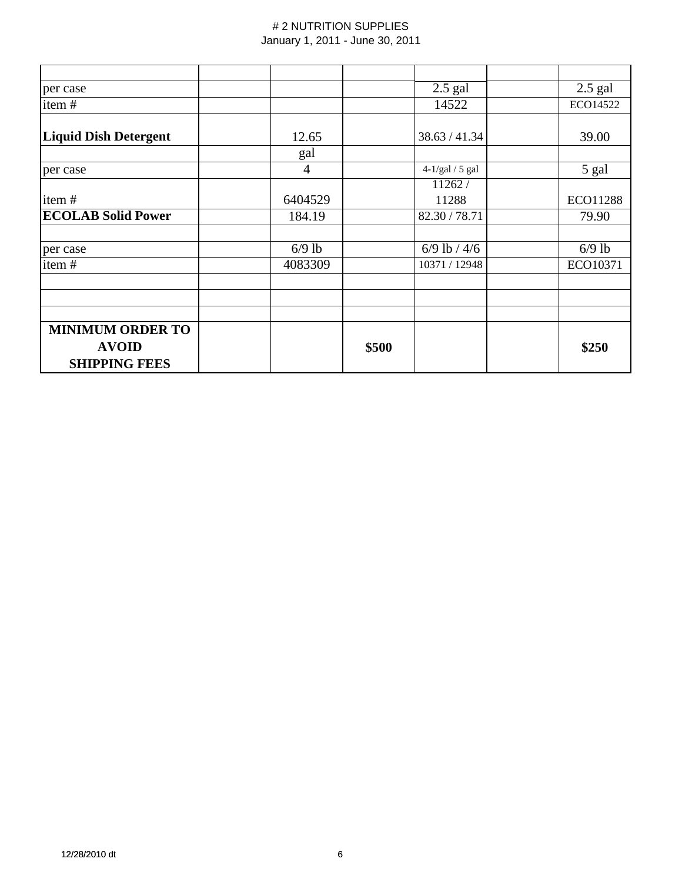# 2 NUTRITION SUPPLIES
January 1, 2011 - June 30, 2011

| | | | | | | |
|---|---|---|---|---|---|---|
| | | | | | | |
| per case | | | | 2.5 gal | | 2.5 gal |
| item # | | | | 14522 | | ECO14522 |
| **Liquid Dish Detergent** | | 12.65 | | 38.63 / 41.34 | | 39.00 |
| | | gal | | | | |
| per case | | 4 | | 4-1/gal / 5 gal | | 5 gal |
| item # | | 6404529 | | 11262 / 11288 | | ECO11288 |
| **ECOLAB Solid Power** | | 184.19 | | 82.30 / 78.71 | | 79.90 |
| | | | | | | |
| per case | | 6/9 lb | | 6/9 lb / 4/6 | | 6/9 lb |
| item # | | 4083309 | | 10371 / 12948 | | ECO10371 |
| | | | | | | |
| | | | | | | |
| | | | | | | |
| **MINIMUM ORDER TO AVOID SHIPPING FEES** | | | **$500** | | | **$250** |

12/28/2010 dt